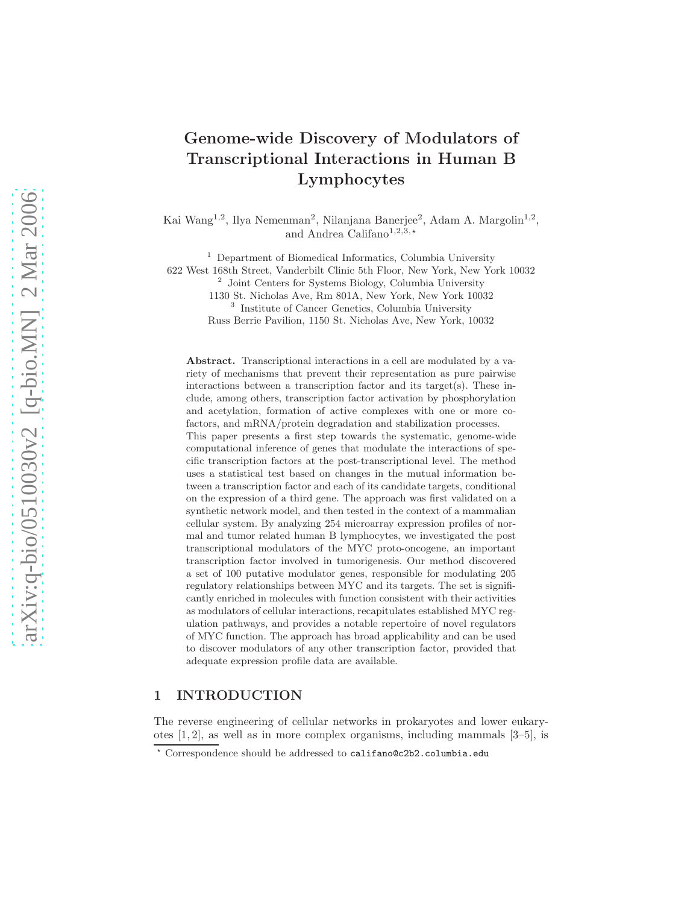# Genome-wide Discovery of Modulators of Transcriptional Interactions in Human B Lymphocytes

Kai Wang[1,2], Ilya Nemenman[2], Nilanjana Banerjee[2], Adam A. Margolin[1,2], and Andrea Califano[1,2,3,⋆]

[1] Department of Biomedical Informatics, Columbia University
622 West 168th Street, Vanderbilt Clinic 5th Floor, New York, New York 10032

[2] Joint Centers for Systems Biology, Columbia University
1130 St. Nicholas Ave, Rm 801A, New York, New York 10032

[3] Institute of Cancer Genetics, Columbia University
Russ Berrie Pavilion, 1150 St. Nicholas Ave, New York, 10032

**Abstract.** Transcriptional interactions in a cell are modulated by a variety of mechanisms that prevent their representation as pure pairwise interactions between a transcription factor and its target(s). These include, among others, transcription factor activation by phosphorylation and acetylation, formation of active complexes with one or more cofactors, and mRNA/protein degradation and stabilization processes.
This paper presents a first step towards the systematic, genome-wide computational inference of genes that modulate the interactions of specific transcription factors at the post-transcriptional level. The method uses a statistical test based on changes in the mutual information between a transcription factor and each of its candidate targets, conditional on the expression of a third gene. The approach was first validated on a synthetic network model, and then tested in the context of a mammalian cellular system. By analyzing 254 microarray expression profiles of normal and tumor related human B lymphocytes, we investigated the post transcriptional modulators of the MYC proto-oncogene, an important transcription factor involved in tumorigenesis. Our method discovered a set of 100 putative modulator genes, responsible for modulating 205 regulatory relationships between MYC and its targets. The set is significantly enriched in molecules with function consistent with their activities as modulators of cellular interactions, recapitulates established MYC regulation pathways, and provides a notable repertoire of novel regulators of MYC function. The approach has broad applicability and can be used to discover modulators of any other transcription factor, provided that adequate expression profile data are available.

## 1 INTRODUCTION

The reverse engineering of cellular networks in prokaryotes and lower eukaryotes [1, 2], as well as in more complex organisms, including mammals [3–5], is

⋆ Correspondence should be addressed to califano@c2b2.columbia.edu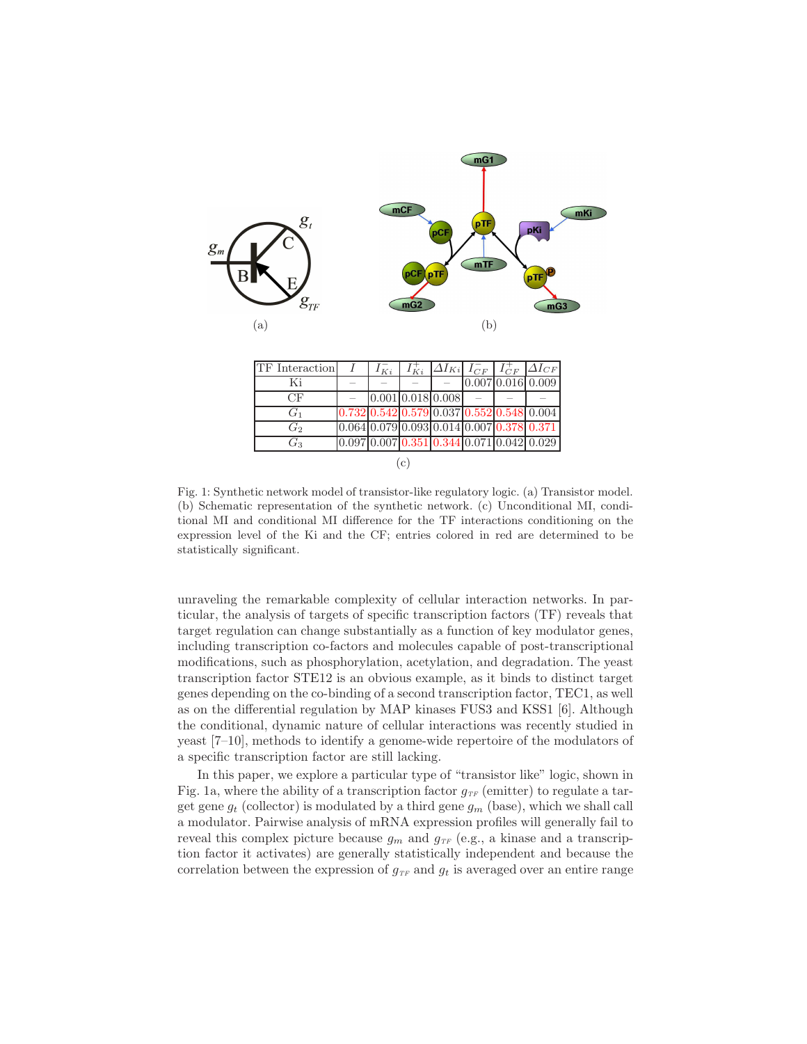(a)

(b)

| TF Interaction | $I$ | $I_{Ki}^{-}$ | $I_{Ki}^{+}$ | $\Delta I_{Ki}$ | $I_{CF}^{-}$ | $I_{CF}^{+}$ | $\Delta I_{CF}$ |
|---|---|---|---|---|---|---|---|
| Ki | – | – | – | – | 0.007 | 0.016 | 0.009 |
| CF | – | 0.001 | 0.018 | 0.008 | – | – | – |
| $G_1$ | 0.732 | 0.542 | 0.579 | 0.037 | 0.552 | 0.548 | 0.004 |
| $G_2$ | 0.064 | 0.079 | 0.093 | 0.014 | 0.007 | 0.378 | 0.371 |
| $G_3$ | 0.097 | 0.007 | 0.351 | 0.344 | 0.071 | 0.042 | 0.029 |

(c)

Fig. 1: Synthetic network model of transistor-like regulatory logic. (a) Transistor model. (b) Schematic representation of the synthetic network. (c) Unconditional MI, conditional MI and conditional MI difference for the TF interactions conditioning on the expression level of the Ki and the CF; entries colored in red are determined to be statistically significant.

unraveling the remarkable complexity of cellular interaction networks. In particular, the analysis of targets of specific transcription factors (TF) reveals that target regulation can change substantially as a function of key modulator genes, including transcription co-factors and molecules capable of post-transcriptional modifications, such as phosphorylation, acetylation, and degradation. The yeast transcription factor STE12 is an obvious example, as it binds to distinct target genes depending on the co-binding of a second transcription factor, TEC1, as well as on the differential regulation by MAP kinases FUS3 and KSS1 [6]. Although the conditional, dynamic nature of cellular interactions was recently studied in yeast [7–10], methods to identify a genome-wide repertoire of the modulators of a specific transcription factor are still lacking.

In this paper, we explore a particular type of "transistor like" logic, shown in Fig. 1a, where the ability of a transcription factor $g_{TF}$ (emitter) to regulate a target gene $g_t$ (collector) is modulated by a third gene $g_m$ (base), which we shall call a modulator. Pairwise analysis of mRNA expression profiles will generally fail to reveal this complex picture because $g_m$ and $g_{TF}$ (e.g., a kinase and a transcription factor it activates) are generally statistically independent and because the correlation between the expression of $g_{TF}$ and $g_t$ is averaged over an entire range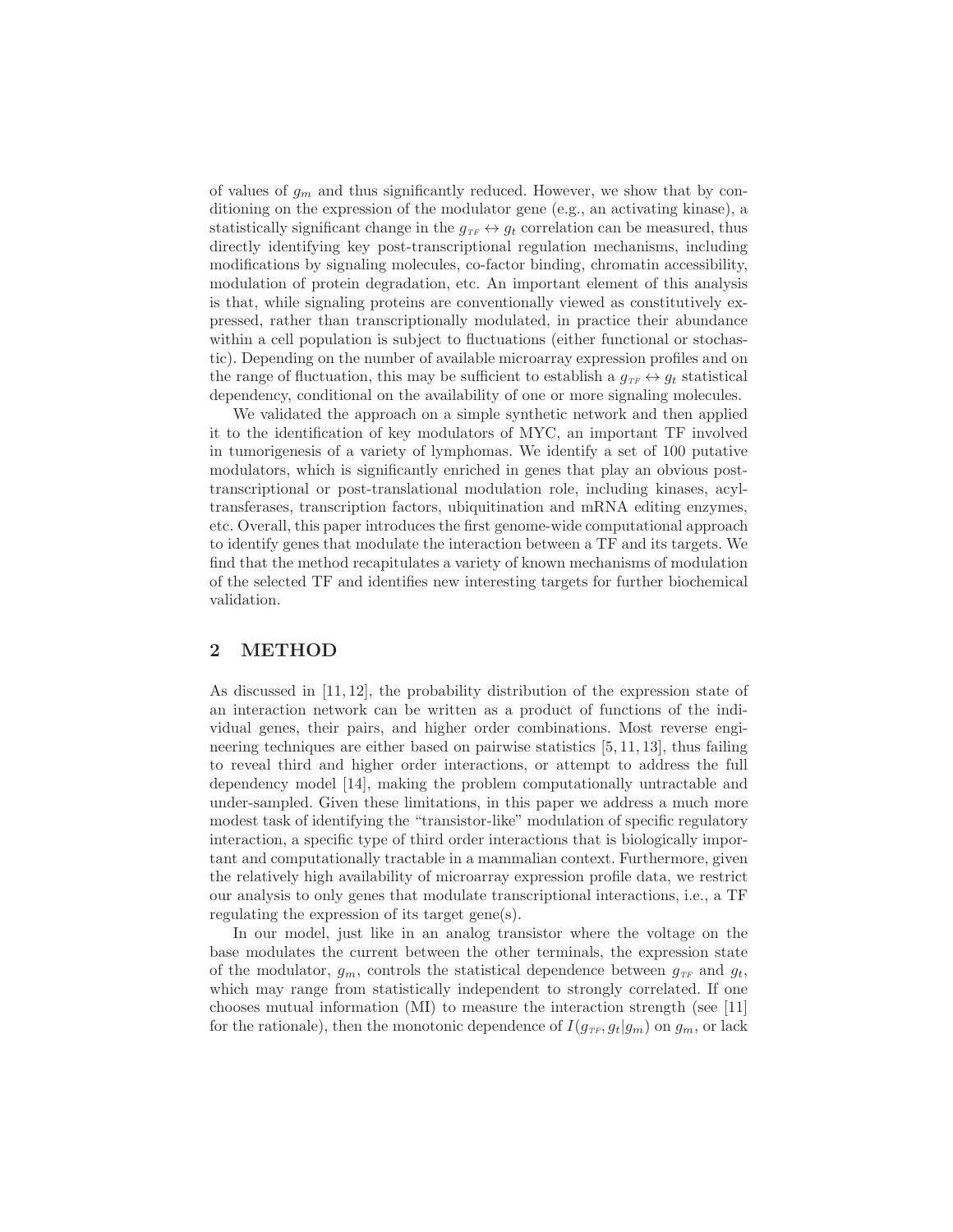of values of $g_m$ and thus significantly reduced. However, we show that by conditioning on the expression of the modulator gene (e.g., an activating kinase), a statistically significant change in the $g_{TF} \leftrightarrow g_t$ correlation can be measured, thus directly identifying key post-transcriptional regulation mechanisms, including modifications by signaling molecules, co-factor binding, chromatin accessibility, modulation of protein degradation, etc. An important element of this analysis is that, while signaling proteins are conventionally viewed as constitutively expressed, rather than transcriptionally modulated, in practice their abundance within a cell population is subject to fluctuations (either functional or stochastic). Depending on the number of available microarray expression profiles and on the range of fluctuation, this may be sufficient to establish a $g_{TF} \leftrightarrow g_t$ statistical dependency, conditional on the availability of one or more signaling molecules.

We validated the approach on a simple synthetic network and then applied it to the identification of key modulators of MYC, an important TF involved in tumorigenesis of a variety of lymphomas. We identify a set of 100 putative modulators, which is significantly enriched in genes that play an obvious post-transcriptional or post-translational modulation role, including kinases, acyltransferases, transcription factors, ubiquitination and mRNA editing enzymes, etc. Overall, this paper introduces the first genome-wide computational approach to identify genes that modulate the interaction between a TF and its targets. We find that the method recapitulates a variety of known mechanisms of modulation of the selected TF and identifies new interesting targets for further biochemical validation.

## 2 METHOD

As discussed in [11, 12], the probability distribution of the expression state of an interaction network can be written as a product of functions of the individual genes, their pairs, and higher order combinations. Most reverse engineering techniques are either based on pairwise statistics [5, 11, 13], thus failing to reveal third and higher order interactions, or attempt to address the full dependency model [14], making the problem computationally untractable and under-sampled. Given these limitations, in this paper we address a much more modest task of identifying the "transistor-like" modulation of specific regulatory interaction, a specific type of third order interactions that is biologically important and computationally tractable in a mammalian context. Furthermore, given the relatively high availability of microarray expression profile data, we restrict our analysis to only genes that modulate transcriptional interactions, i.e., a TF regulating the expression of its target gene(s).

In our model, just like in an analog transistor where the voltage on the base modulates the current between the other terminals, the expression state of the modulator, $g_m$, controls the statistical dependence between $g_{TF}$ and $g_t$, which may range from statistically independent to strongly correlated. If one chooses mutual information (MI) to measure the interaction strength (see [11] for the rationale), then the monotonic dependence of $I(g_{TF}, g_t | g_m)$ on $g_m$, or lack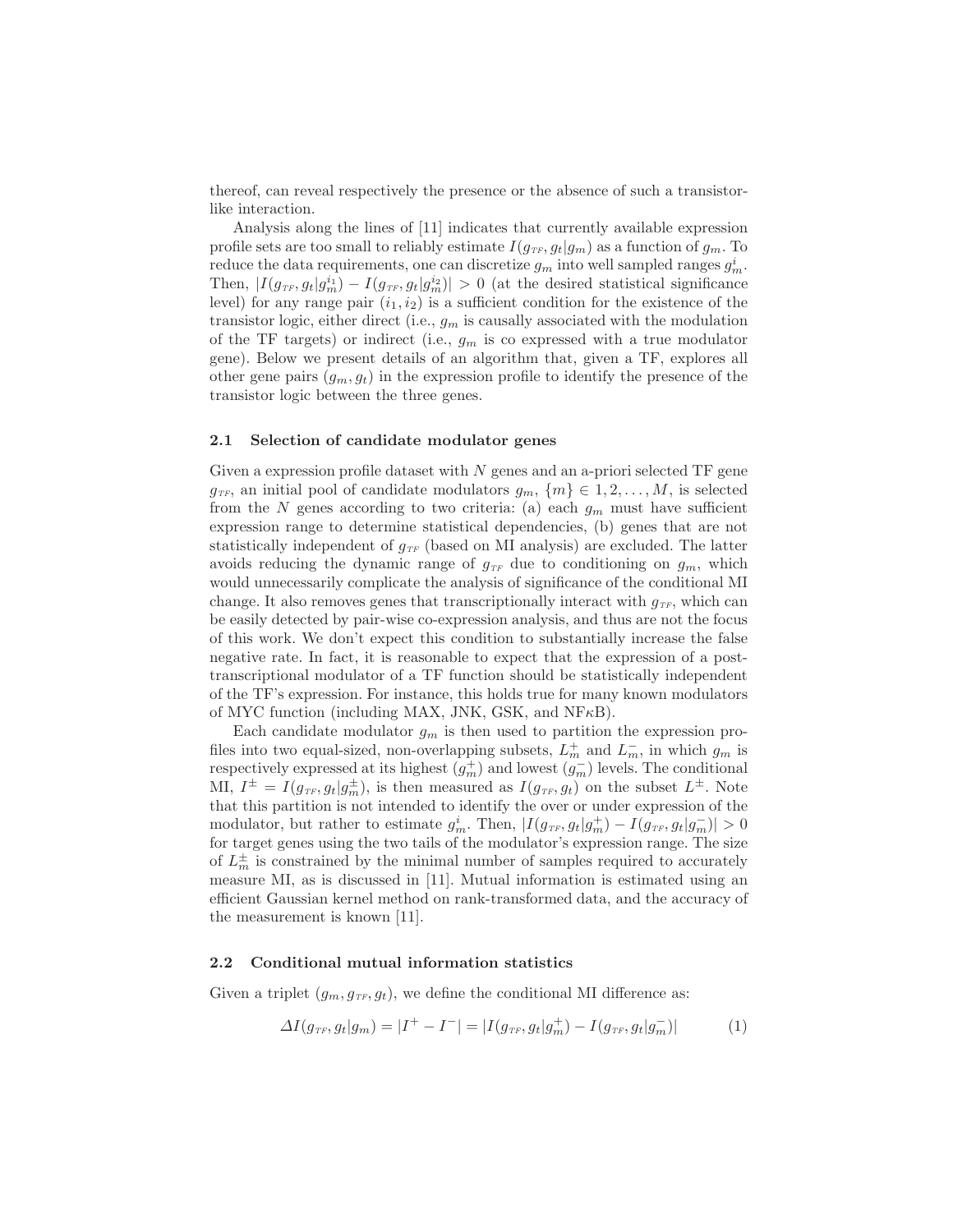thereof, can reveal respectively the presence or the absence of such a transistor-like interaction.

Analysis along the lines of [11] indicates that currently available expression profile sets are too small to reliably estimate $I(g_{TF}, g_t|g_m)$ as a function of $g_m$. To reduce the data requirements, one can discretize $g_m$ into well sampled ranges $g_m^i$. Then, $|I(g_{TF}, g_t|g_m^{i_1}) - I(g_{TF}, g_t|g_m^{i_2})| > 0$ (at the desired statistical significance level) for any range pair $(i_1, i_2)$ is a sufficient condition for the existence of the transistor logic, either direct (i.e., $g_m$ is causally associated with the modulation of the TF targets) or indirect (i.e., $g_m$ is co expressed with a true modulator gene). Below we present details of an algorithm that, given a TF, explores all other gene pairs $(g_m, g_t)$ in the expression profile to identify the presence of the transistor logic between the three genes.

### 2.1 Selection of candidate modulator genes

Given a expression profile dataset with $N$ genes and an a-priori selected TF gene $g_{TF}$, an initial pool of candidate modulators $g_m$, $\{m\} \in 1, 2, \ldots, M$, is selected from the $N$ genes according to two criteria: (a) each $g_m$ must have sufficient expression range to determine statistical dependencies, (b) genes that are not statistically independent of $g_{TF}$ (based on MI analysis) are excluded. The latter avoids reducing the dynamic range of $g_{TF}$ due to conditioning on $g_m$, which would unnecessarily complicate the analysis of significance of the conditional MI change. It also removes genes that transcriptionally interact with $g_{TF}$, which can be easily detected by pair-wise co-expression analysis, and thus are not the focus of this work. We don't expect this condition to substantially increase the false negative rate. In fact, it is reasonable to expect that the expression of a post-transcriptional modulator of a TF function should be statistically independent of the TF's expression. For instance, this holds true for many known modulators of MYC function (including MAX, JNK, GSK, and NF$\kappa$B).

Each candidate modulator $g_m$ is then used to partition the expression profiles into two equal-sized, non-overlapping subsets, $L_m^+$ and $L_m^-$, in which $g_m$ is respectively expressed at its highest ($g_m^+$) and lowest ($g_m^-$) levels. The conditional MI, $I^{\pm} = I(g_{TF}, g_t|g_m^{\pm})$, is then measured as $I(g_{TF}, g_t)$ on the subset $L^{\pm}$. Note that this partition is not intended to identify the over or under expression of the modulator, but rather to estimate $g_m^i$. Then, $|I(g_{TF}, g_t|g_m^+) - I(g_{TF}, g_t|g_m^-)| > 0$ for target genes using the two tails of the modulator's expression range. The size of $L_m^{\pm}$ is constrained by the minimal number of samples required to accurately measure MI, as is discussed in [11]. Mutual information is estimated using an efficient Gaussian kernel method on rank-transformed data, and the accuracy of the measurement is known [11].

### 2.2 Conditional mutual information statistics

Given a triplet $(g_m, g_{TF}, g_t)$, we define the conditional MI difference as:

$$\Delta I(g_{TF}, g_t|g_m) = |I^+ - I^-| = |I(g_{TF}, g_t|g_m^+) - I(g_{TF}, g_t|g_m^-)| \tag{1}$$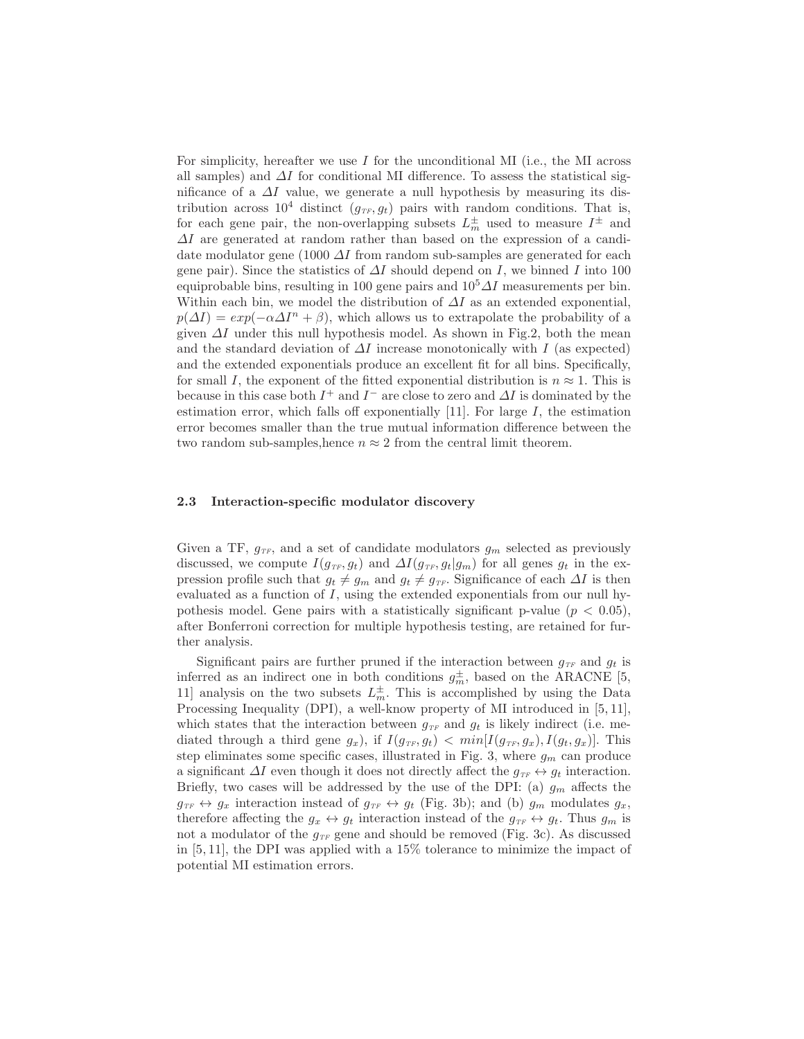For simplicity, hereafter we use $I$ for the unconditional MI (i.e., the MI across all samples) and $\Delta I$ for conditional MI difference. To assess the statistical significance of a $\Delta I$ value, we generate a null hypothesis by measuring its distribution across $10^4$ distinct $(g_{TF}, g_t)$ pairs with random conditions. That is, for each gene pair, the non-overlapping subsets $L_m^{\pm}$ used to measure $I^{\pm}$ and $\Delta I$ are generated at random rather than based on the expression of a candidate modulator gene (1000 $\Delta I$ from random sub-samples are generated for each gene pair). Since the statistics of $\Delta I$ should depend on $I$, we binned $I$ into 100 equiprobable bins, resulting in 100 gene pairs and $10^5 \Delta I$ measurements per bin. Within each bin, we model the distribution of $\Delta I$ as an extended exponential, $p(\Delta I) = exp(-\alpha \Delta I^n + \beta)$, which allows us to extrapolate the probability of a given $\Delta I$ under this null hypothesis model. As shown in Fig.2, both the mean and the standard deviation of $\Delta I$ increase monotonically with $I$ (as expected) and the extended exponentials produce an excellent fit for all bins. Specifically, for small $I$, the exponent of the fitted exponential distribution is $n \approx 1$. This is because in this case both $I^+$ and $I^-$ are close to zero and $\Delta I$ is dominated by the estimation error, which falls off exponentially [11]. For large $I$, the estimation error becomes smaller than the true mutual information difference between the two random sub-samples,hence $n \approx 2$ from the central limit theorem.

### 2.3 Interaction-specific modulator discovery

Given a TF, $g_{TF}$, and a set of candidate modulators $g_m$ selected as previously discussed, we compute $I(g_{TF}, g_t)$ and $\Delta I(g_{TF}, g_t|g_m)$ for all genes $g_t$ in the expression profile such that $g_t \neq g_m$ and $g_t \neq g_{TF}$. Significance of each $\Delta I$ is then evaluated as a function of $I$, using the extended exponentials from our null hypothesis model. Gene pairs with a statistically significant p-value ($p < 0.05$), after Bonferroni correction for multiple hypothesis testing, are retained for further analysis.

Significant pairs are further pruned if the interaction between $g_{TF}$ and $g_t$ is inferred as an indirect one in both conditions $g_m^{\pm}$, based on the ARACNE [5, 11] analysis on the two subsets $L_m^{\pm}$. This is accomplished by using the Data Processing Inequality (DPI), a well-know property of MI introduced in [5, 11], which states that the interaction between $g_{TF}$ and $g_t$ is likely indirect (i.e. mediated through a third gene $g_x$), if $I(g_{TF}, g_t) < min[I(g_{TF}, g_x), I(g_t, g_x)]$. This step eliminates some specific cases, illustrated in Fig. 3, where $g_m$ can produce a significant $\Delta I$ even though it does not directly affect the $g_{TF} \leftrightarrow g_t$ interaction. Briefly, two cases will be addressed by the use of the DPI: (a) $g_m$ affects the $g_{TF} \leftrightarrow g_x$ interaction instead of $g_{TF} \leftrightarrow g_t$ (Fig. 3b); and (b) $g_m$ modulates $g_x$, therefore affecting the $g_x \leftrightarrow g_t$ interaction instead of the $g_{TF} \leftrightarrow g_t$. Thus $g_m$ is not a modulator of the $g_{TF}$ gene and should be removed (Fig. 3c). As discussed in [5, 11], the DPI was applied with a 15% tolerance to minimize the impact of potential MI estimation errors.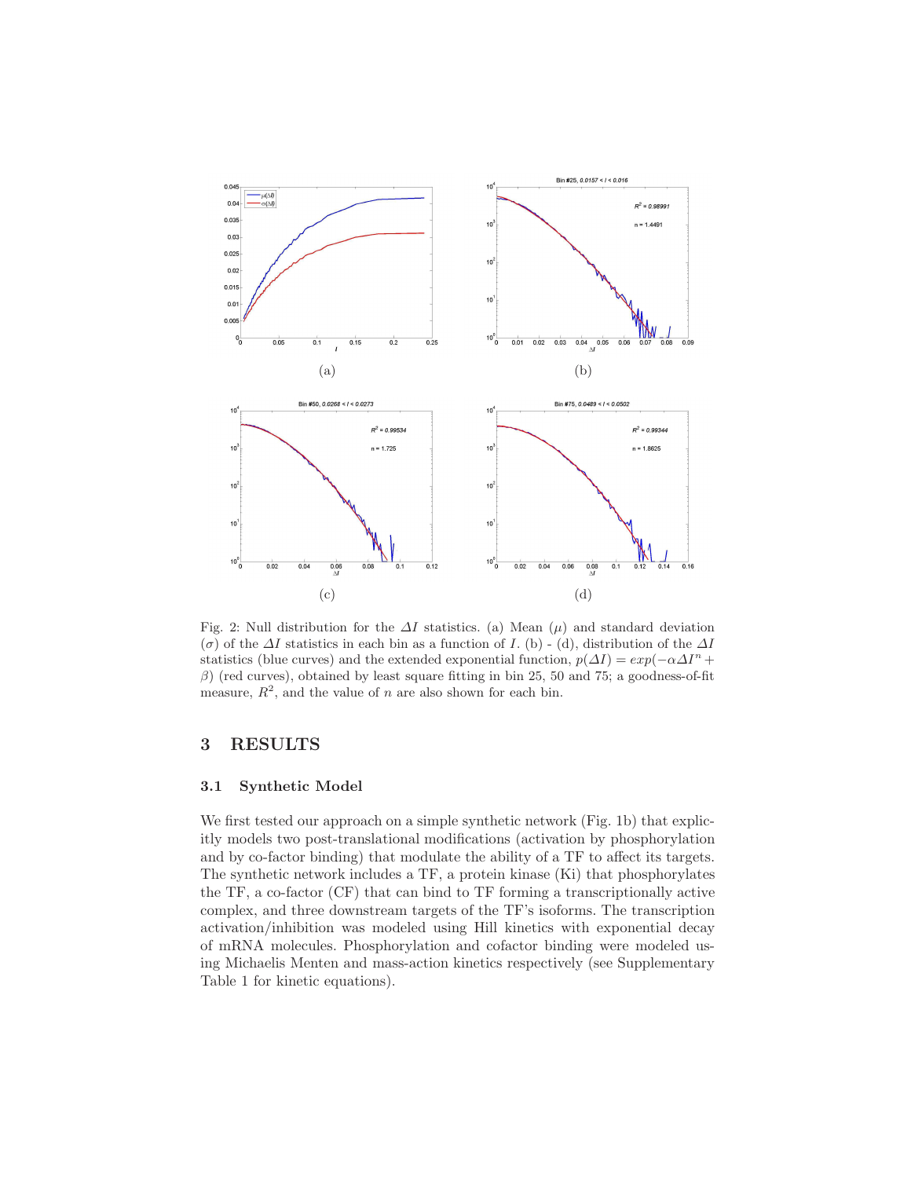Fig. 2: Null distribution for the $\Delta I$ statistics. (a) Mean ($\mu$) and standard deviation ($\sigma$) of the $\Delta I$ statistics in each bin as a function of $I$. (b) - (d), distribution of the $\Delta I$ statistics (blue curves) and the extended exponential function, $p(\Delta I) = exp(-\alpha \Delta I^n + \beta)$ (red curves), obtained by least square fitting in bin 25, 50 and 75; a goodness-of-fit measure, $R^2$, and the value of $n$ are also shown for each bin.

## 3 RESULTS

### 3.1 Synthetic Model

We first tested our approach on a simple synthetic network (Fig. 1b) that explicitly models two post-translational modifications (activation by phosphorylation and by co-factor binding) that modulate the ability of a TF to affect its targets. The synthetic network includes a TF, a protein kinase (Ki) that phosphorylates the TF, a co-factor (CF) that can bind to TF forming a transcriptionally active complex, and three downstream targets of the TF's isoforms. The transcription activation/inhibition was modeled using Hill kinetics with exponential decay of mRNA molecules. Phosphorylation and cofactor binding were modeled using Michaelis Menten and mass-action kinetics respectively (see Supplementary Table 1 for kinetic equations).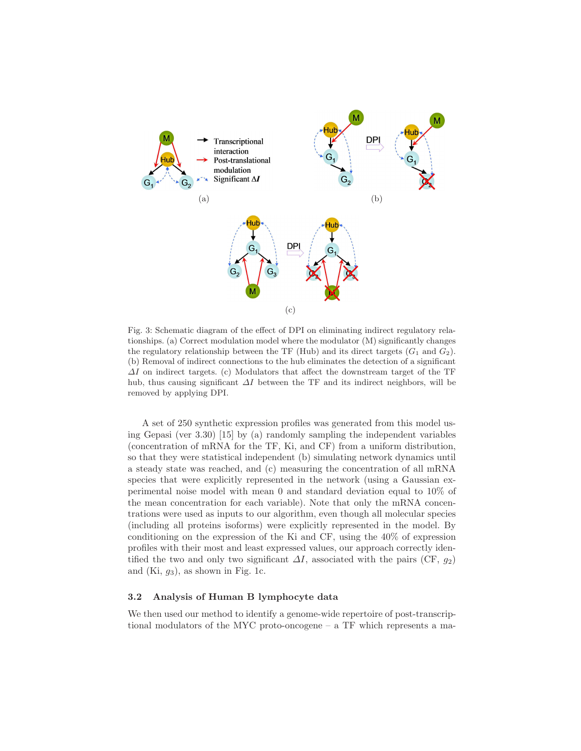Fig. 3: Schematic diagram of the effect of DPI on eliminating indirect regulatory relationships. (a) Correct modulation model where the modulator (M) significantly changes the regulatory relationship between the TF (Hub) and its direct targets ($G_1$ and $G_2$). (b) Removal of indirect connections to the hub eliminates the detection of a significant $\Delta I$ on indirect targets. (c) Modulators that affect the downstream target of the TF hub, thus causing significant $\Delta I$ between the TF and its indirect neighbors, will be removed by applying DPI.

A set of 250 synthetic expression profiles was generated from this model using Gepasi (ver 3.30) [15] by (a) randomly sampling the independent variables (concentration of mRNA for the TF, Ki, and CF) from a uniform distribution, so that they were statistical independent (b) simulating network dynamics until a steady state was reached, and (c) measuring the concentration of all mRNA species that were explicitly represented in the network (using a Gaussian experimental noise model with mean 0 and standard deviation equal to 10% of the mean concentration for each variable). Note that only the mRNA concentrations were used as inputs to our algorithm, even though all molecular species (including all proteins isoforms) were explicitly represented in the model. By conditioning on the expression of the Ki and CF, using the 40% of expression profiles with their most and least expressed values, our approach correctly identified the two and only two significant $\Delta I$, associated with the pairs (CF, $g_2$) and (Ki, $g_3$), as shown in Fig. 1c.

### 3.2 Analysis of Human B lymphocyte data

We then used our method to identify a genome-wide repertoire of post-transcriptional modulators of the MYC proto-oncogene – a TF which represents a ma-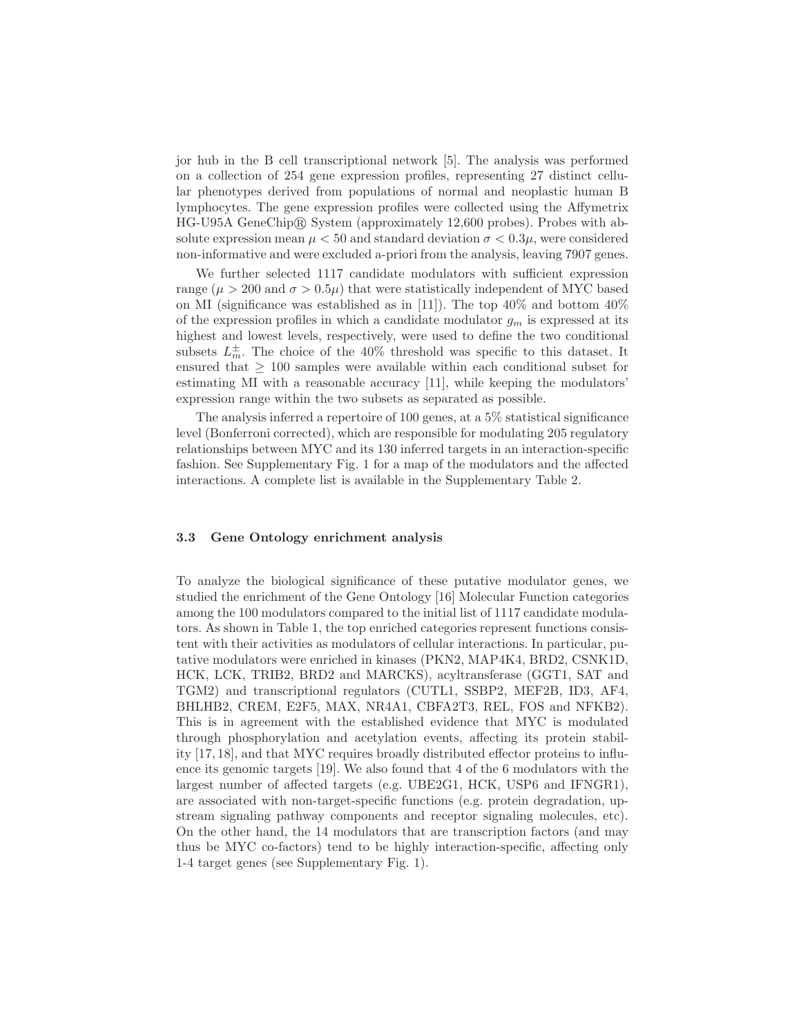jor hub in the B cell transcriptional network [5]. The analysis was performed on a collection of 254 gene expression profiles, representing 27 distinct cellular phenotypes derived from populations of normal and neoplastic human B lymphocytes. The gene expression profiles were collected using the Affymetrix HG-U95A GeneChip® System (approximately 12,600 probes). Probes with absolute expression mean $\mu < 50$ and standard deviation $\sigma < 0.3\mu$, were considered non-informative and were excluded a-priori from the analysis, leaving 7907 genes.

We further selected 1117 candidate modulators with sufficient expression range ($\mu > 200$ and $\sigma > 0.5\mu$) that were statistically independent of MYC based on MI (significance was established as in [11]). The top 40% and bottom 40% of the expression profiles in which a candidate modulator $g_m$ is expressed at its highest and lowest levels, respectively, were used to define the two conditional subsets $L_m^{\pm}$. The choice of the 40% threshold was specific to this dataset. It ensured that $\geq 100$ samples were available within each conditional subset for estimating MI with a reasonable accuracy [11], while keeping the modulators' expression range within the two subsets as separated as possible.

The analysis inferred a repertoire of 100 genes, at a 5% statistical significance level (Bonferroni corrected), which are responsible for modulating 205 regulatory relationships between MYC and its 130 inferred targets in an interaction-specific fashion. See Supplementary Fig. 1 for a map of the modulators and the affected interactions. A complete list is available in the Supplementary Table 2.

### 3.3 Gene Ontology enrichment analysis

To analyze the biological significance of these putative modulator genes, we studied the enrichment of the Gene Ontology [16] Molecular Function categories among the 100 modulators compared to the initial list of 1117 candidate modulators. As shown in Table 1, the top enriched categories represent functions consistent with their activities as modulators of cellular interactions. In particular, putative modulators were enriched in kinases (PKN2, MAP4K4, BRD2, CSNK1D, HCK, LCK, TRIB2, BRD2 and MARCKS), acyltransferase (GGT1, SAT and TGM2) and transcriptional regulators (CUTL1, SSBP2, MEF2B, ID3, AF4, BHLHB2, CREM, E2F5, MAX, NR4A1, CBFA2T3, REL, FOS and NFKB2). This is in agreement with the established evidence that MYC is modulated through phosphorylation and acetylation events, affecting its protein stability [17, 18], and that MYC requires broadly distributed effector proteins to influence its genomic targets [19]. We also found that 4 of the 6 modulators with the largest number of affected targets (e.g. UBE2G1, HCK, USP6 and IFNGR1), are associated with non-target-specific functions (e.g. protein degradation, upstream signaling pathway components and receptor signaling molecules, etc). On the other hand, the 14 modulators that are transcription factors (and may thus be MYC co-factors) tend to be highly interaction-specific, affecting only 1-4 target genes (see Supplementary Fig. 1).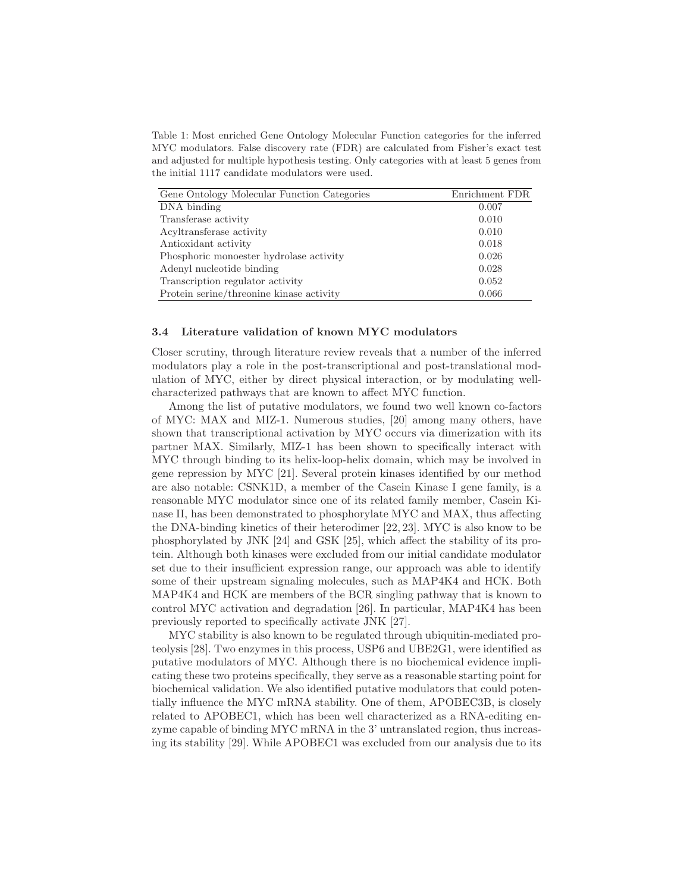Table 1: Most enriched Gene Ontology Molecular Function categories for the inferred MYC modulators. False discovery rate (FDR) are calculated from Fisher's exact test and adjusted for multiple hypothesis testing. Only categories with at least 5 genes from the initial 1117 candidate modulators were used.

| Gene Ontology Molecular Function Categories | Enrichment FDR |
|---|---|
| DNA binding | 0.007 |
| Transferase activity | 0.010 |
| Acyltransferase activity | 0.010 |
| Antioxidant activity | 0.018 |
| Phosphoric monoester hydrolase activity | 0.026 |
| Adenyl nucleotide binding | 0.028 |
| Transcription regulator activity | 0.052 |
| Protein serine/threonine kinase activity | 0.066 |

### 3.4 Literature validation of known MYC modulators

Closer scrutiny, through literature review reveals that a number of the inferred modulators play a role in the post-transcriptional and post-translational modulation of MYC, either by direct physical interaction, or by modulating well-characterized pathways that are known to affect MYC function.

Among the list of putative modulators, we found two well known co-factors of MYC: MAX and MIZ-1. Numerous studies, [20] among many others, have shown that transcriptional activation by MYC occurs via dimerization with its partner MAX. Similarly, MIZ-1 has been shown to specifically interact with MYC through binding to its helix-loop-helix domain, which may be involved in gene repression by MYC [21]. Several protein kinases identified by our method are also notable: CSNK1D, a member of the Casein Kinase I gene family, is a reasonable MYC modulator since one of its related family member, Casein Kinase II, has been demonstrated to phosphorylate MYC and MAX, thus affecting the DNA-binding kinetics of their heterodimer [22, 23]. MYC is also know to be phosphorylated by JNK [24] and GSK [25], which affect the stability of its protein. Although both kinases were excluded from our initial candidate modulator set due to their insufficient expression range, our approach was able to identify some of their upstream signaling molecules, such as MAP4K4 and HCK. Both MAP4K4 and HCK are members of the BCR singling pathway that is known to control MYC activation and degradation [26]. In particular, MAP4K4 has been previously reported to specifically activate JNK [27].

MYC stability is also known to be regulated through ubiquitin-mediated proteolysis [28]. Two enzymes in this process, USP6 and UBE2G1, were identified as putative modulators of MYC. Although there is no biochemical evidence implicating these two proteins specifically, they serve as a reasonable starting point for biochemical validation. We also identified putative modulators that could potentially influence the MYC mRNA stability. One of them, APOBEC3B, is closely related to APOBEC1, which has been well characterized as a RNA-editing enzyme capable of binding MYC mRNA in the 3' untranslated region, thus increasing its stability [29]. While APOBEC1 was excluded from our analysis due to its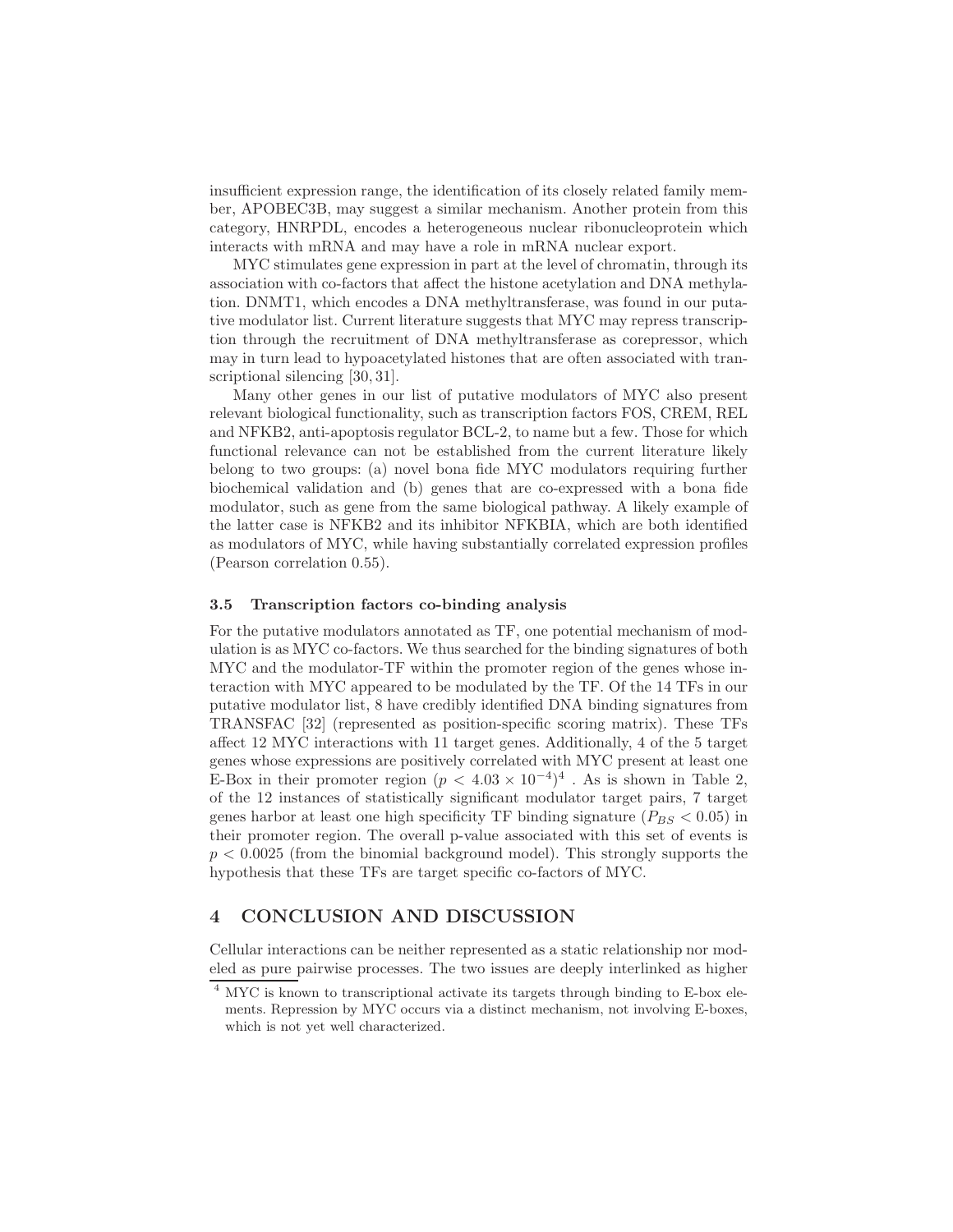insufficient expression range, the identification of its closely related family member, APOBEC3B, may suggest a similar mechanism. Another protein from this category, HNRPDL, encodes a heterogeneous nuclear ribonucleoprotein which interacts with mRNA and may have a role in mRNA nuclear export.

MYC stimulates gene expression in part at the level of chromatin, through its association with co-factors that affect the histone acetylation and DNA methylation. DNMT1, which encodes a DNA methyltransferase, was found in our putative modulator list. Current literature suggests that MYC may repress transcription through the recruitment of DNA methyltransferase as corepressor, which may in turn lead to hypoacetylated histones that are often associated with transcriptional silencing [30, 31].

Many other genes in our list of putative modulators of MYC also present relevant biological functionality, such as transcription factors FOS, CREM, REL and NFKB2, anti-apoptosis regulator BCL-2, to name but a few. Those for which functional relevance can not be established from the current literature likely belong to two groups: (a) novel bona fide MYC modulators requiring further biochemical validation and (b) genes that are co-expressed with a bona fide modulator, such as gene from the same biological pathway. A likely example of the latter case is NFKB2 and its inhibitor NFKBIA, which are both identified as modulators of MYC, while having substantially correlated expression profiles (Pearson correlation 0.55).

### 3.5 Transcription factors co-binding analysis

For the putative modulators annotated as TF, one potential mechanism of modulation is as MYC co-factors. We thus searched for the binding signatures of both MYC and the modulator-TF within the promoter region of the genes whose interaction with MYC appeared to be modulated by the TF. Of the 14 TFs in our putative modulator list, 8 have credibly identified DNA binding signatures from TRANSFAC [32] (represented as position-specific scoring matrix). These TFs affect 12 MYC interactions with 11 target genes. Additionally, 4 of the 5 target genes whose expressions are positively correlated with MYC present at least one E-Box in their promoter region ($p < 4.03 \times 10^{-4}$)[4] . As is shown in Table 2, of the 12 instances of statistically significant modulator target pairs, 7 target genes harbor at least one high specificity TF binding signature ($P_{BS} < 0.05$) in their promoter region. The overall p-value associated with this set of events is $p < 0.0025$ (from the binomial background model). This strongly supports the hypothesis that these TFs are target specific co-factors of MYC.

## 4 CONCLUSION AND DISCUSSION

Cellular interactions can be neither represented as a static relationship nor modeled as pure pairwise processes. The two issues are deeply interlinked as higher

[4] MYC is known to transcriptional activate its targets through binding to E-box elements. Repression by MYC occurs via a distinct mechanism, not involving E-boxes, which is not yet well characterized.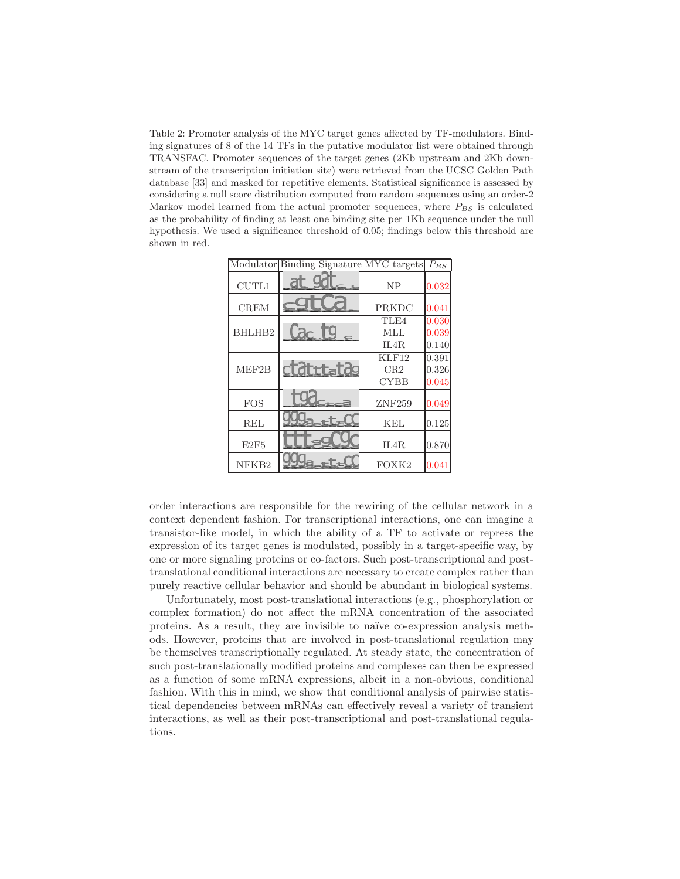Table 2: Promoter analysis of the MYC target genes affected by TF-modulators. Binding signatures of 8 of the 14 TFs in the putative modulator list were obtained through TRANSFAC. Promoter sequences of the target genes (2Kb upstream and 2Kb downstream of the transcription initiation site) were retrieved from the UCSC Golden Path database [33] and masked for repetitive elements. Statistical significance is assessed by considering a null score distribution computed from random sequences using an order-2 Markov model learned from the actual promoter sequences, where $P_{BS}$ is calculated as the probability of finding at least one binding site per 1Kb sequence under the null hypothesis. We used a significance threshold of 0.05; findings below this threshold are shown in red.

| Modulator | Binding Signature | MYC targets | $P_{BS}$ |
|---|---|---|---|
| CUTL1 | at gat | NP | 0.032 |
| CREM | cgtca | PRKDC | 0.041 |
| BHLHB2 | cac tg | TLE4 | 0.030 |
| | | MLL | 0.039 |
| | | IL4R | 0.140 |
| MEF2B | ctatttatag | KLF12 | 0.391 |
| | | CR2 | 0.326 |
| | | CYBB | 0.045 |
| FOS | tga | ZNF259 | 0.049 |
| REL | ggga tt cc | KEL | 0.125 |
| E2F5 | ttt gcgc | IL4R | 0.870 |
| NFKB2 | ggga tt cc | FOXK2 | 0.041 |

order interactions are responsible for the rewiring of the cellular network in a context dependent fashion. For transcriptional interactions, one can imagine a transistor-like model, in which the ability of a TF to activate or repress the expression of its target genes is modulated, possibly in a target-specific way, by one or more signaling proteins or co-factors. Such post-transcriptional and post-translational conditional interactions are necessary to create complex rather than purely reactive cellular behavior and should be abundant in biological systems.

Unfortunately, most post-translational interactions (e.g., phosphorylation or complex formation) do not affect the mRNA concentration of the associated proteins. As a result, they are invisible to naïve co-expression analysis methods. However, proteins that are involved in post-translational regulation may be themselves transcriptionally regulated. At steady state, the concentration of such post-translationally modified proteins and complexes can then be expressed as a function of some mRNA expressions, albeit in a non-obvious, conditional fashion. With this in mind, we show that conditional analysis of pairwise statistical dependencies between mRNAs can effectively reveal a variety of transient interactions, as well as their post-transcriptional and post-translational regulations.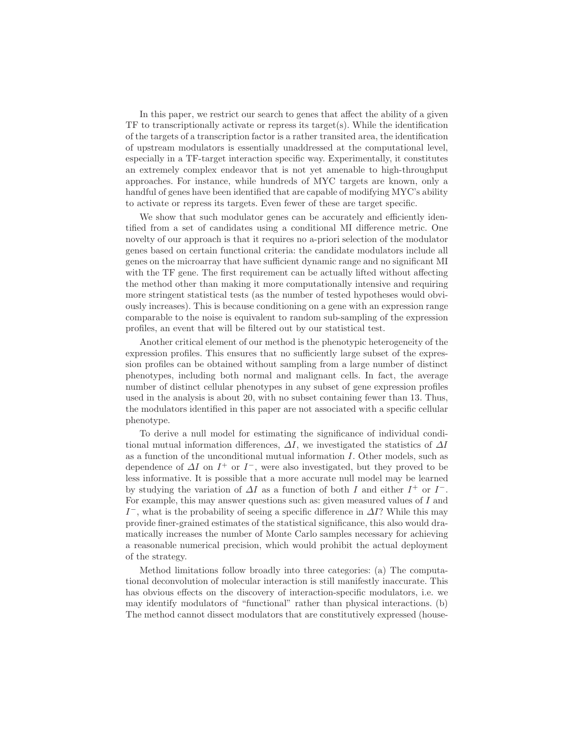In this paper, we restrict our search to genes that affect the ability of a given TF to transcriptionally activate or repress its target(s). While the identification of the targets of a transcription factor is a rather transited area, the identification of upstream modulators is essentially unaddressed at the computational level, especially in a TF-target interaction specific way. Experimentally, it constitutes an extremely complex endeavor that is not yet amenable to high-throughput approaches. For instance, while hundreds of MYC targets are known, only a handful of genes have been identified that are capable of modifying MYC's ability to activate or repress its targets. Even fewer of these are target specific.

We show that such modulator genes can be accurately and efficiently identified from a set of candidates using a conditional MI difference metric. One novelty of our approach is that it requires no a-priori selection of the modulator genes based on certain functional criteria: the candidate modulators include all genes on the microarray that have sufficient dynamic range and no significant MI with the TF gene. The first requirement can be actually lifted without affecting the method other than making it more computationally intensive and requiring more stringent statistical tests (as the number of tested hypotheses would obviously increases). This is because conditioning on a gene with an expression range comparable to the noise is equivalent to random sub-sampling of the expression profiles, an event that will be filtered out by our statistical test.

Another critical element of our method is the phenotypic heterogeneity of the expression profiles. This ensures that no sufficiently large subset of the expression profiles can be obtained without sampling from a large number of distinct phenotypes, including both normal and malignant cells. In fact, the average number of distinct cellular phenotypes in any subset of gene expression profiles used in the analysis is about 20, with no subset containing fewer than 13. Thus, the modulators identified in this paper are not associated with a specific cellular phenotype.

To derive a null model for estimating the significance of individual conditional mutual information differences, $\Delta I$, we investigated the statistics of $\Delta I$ as a function of the unconditional mutual information $I$. Other models, such as dependence of $\Delta I$ on $I^+$ or $I^-$, were also investigated, but they proved to be less informative. It is possible that a more accurate null model may be learned by studying the variation of $\Delta I$ as a function of both $I$ and either $I^+$ or $I^-$. For example, this may answer questions such as: given measured values of $I$ and $I^-$, what is the probability of seeing a specific difference in $\Delta I$? While this may provide finer-grained estimates of the statistical significance, this also would dramatically increases the number of Monte Carlo samples necessary for achieving a reasonable numerical precision, which would prohibit the actual deployment of the strategy.

Method limitations follow broadly into three categories: (a) The computational deconvolution of molecular interaction is still manifestly inaccurate. This has obvious effects on the discovery of interaction-specific modulators, i.e. we may identify modulators of "functional" rather than physical interactions. (b) The method cannot dissect modulators that are constitutively expressed (house-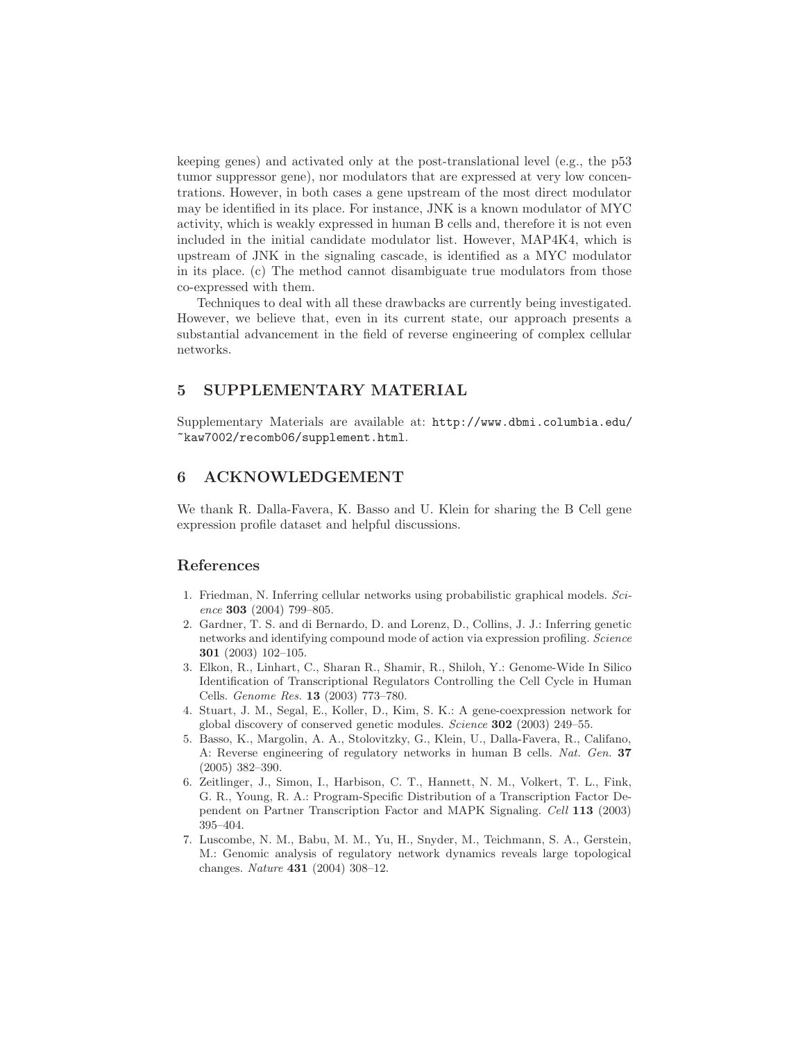keeping genes) and activated only at the post-translational level (e.g., the p53 tumor suppressor gene), nor modulators that are expressed at very low concentrations. However, in both cases a gene upstream of the most direct modulator may be identified in its place. For instance, JNK is a known modulator of MYC activity, which is weakly expressed in human B cells and, therefore it is not even included in the initial candidate modulator list. However, MAP4K4, which is upstream of JNK in the signaling cascade, is identified as a MYC modulator in its place. (c) The method cannot disambiguate true modulators from those co-expressed with them.

Techniques to deal with all these drawbacks are currently being investigated. However, we believe that, even in its current state, our approach presents a substantial advancement in the field of reverse engineering of complex cellular networks.

## 5 SUPPLEMENTARY MATERIAL

Supplementary Materials are available at: `http://www.dbmi.columbia.edu/~kaw7002/recomb06/supplement.html`.

## 6 ACKNOWLEDGEMENT

We thank R. Dalla-Favera, K. Basso and U. Klein for sharing the B Cell gene expression profile dataset and helpful discussions.

## References

1. Friedman, N. Inferring cellular networks using probabilistic graphical models. *Science* **303** (2004) 799–805.
2. Gardner, T. S. and di Bernardo, D. and Lorenz, D., Collins, J. J.: Inferring genetic networks and identifying compound mode of action via expression profiling. *Science* **301** (2003) 102–105.
3. Elkon, R., Linhart, C., Sharan R., Shamir, R., Shiloh, Y.: Genome-Wide In Silico Identification of Transcriptional Regulators Controlling the Cell Cycle in Human Cells. *Genome Res.* **13** (2003) 773–780.
4. Stuart, J. M., Segal, E., Koller, D., Kim, S. K.: A gene-coexpression network for global discovery of conserved genetic modules. *Science* **302** (2003) 249–55.
5. Basso, K., Margolin, A. A., Stolovitzky, G., Klein, U., Dalla-Favera, R., Califano, A: Reverse engineering of regulatory networks in human B cells. *Nat. Gen.* **37** (2005) 382–390.
6. Zeitlinger, J., Simon, I., Harbison, C. T., Hannett, N. M., Volkert, T. L., Fink, G. R., Young, R. A.: Program-Specific Distribution of a Transcription Factor Dependent on Partner Transcription Factor and MAPK Signaling. *Cell* **113** (2003) 395–404.
7. Luscombe, N. M., Babu, M. M., Yu, H., Snyder, M., Teichmann, S. A., Gerstein, M.: Genomic analysis of regulatory network dynamics reveals large topological changes. *Nature* **431** (2004) 308–12.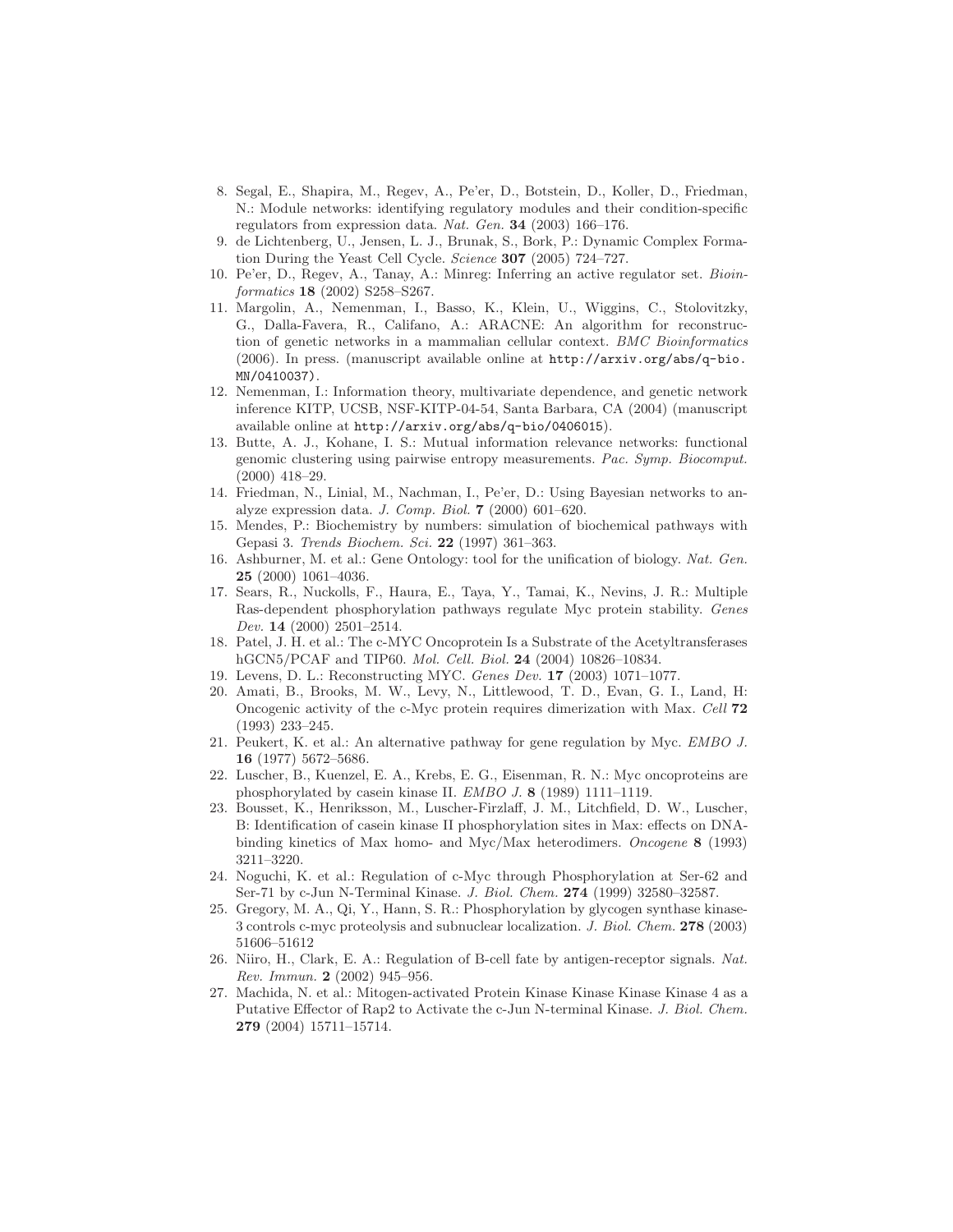8. Segal, E., Shapira, M., Regev, A., Pe'er, D., Botstein, D., Koller, D., Friedman, N.: Module networks: identifying regulatory modules and their condition-specific regulators from expression data. *Nat. Gen.* **34** (2003) 166–176.
9. de Lichtenberg, U., Jensen, L. J., Brunak, S., Bork, P.: Dynamic Complex Formation During the Yeast Cell Cycle. *Science* **307** (2005) 724–727.
10. Pe'er, D., Regev, A., Tanay, A.: Minreg: Inferring an active regulator set. *Bioinformatics* **18** (2002) S258–S267.
11. Margolin, A., Nemenman, I., Basso, K., Klein, U., Wiggins, C., Stolovitzky, G., Dalla-Favera, R., Califano, A.: ARACNE: An algorithm for reconstruction of genetic networks in a mammalian cellular context. *BMC Bioinformatics* (2006). In press. (manuscript available online at `http://arxiv.org/abs/q-bio.MN/0410037`).
12. Nemenman, I.: Information theory, multivariate dependence, and genetic network inference KITP, UCSB, NSF-KITP-04-54, Santa Barbara, CA (2004) (manuscript available online at `http://arxiv.org/abs/q-bio/0406015`).
13. Butte, A. J., Kohane, I. S.: Mutual information relevance networks: functional genomic clustering using pairwise entropy measurements. *Pac. Symp. Biocomput.* (2000) 418–29.
14. Friedman, N., Linial, M., Nachman, I., Pe'er, D.: Using Bayesian networks to analyze expression data. *J. Comp. Biol.* **7** (2000) 601–620.
15. Mendes, P.: Biochemistry by numbers: simulation of biochemical pathways with Gepasi 3. *Trends Biochem. Sci.* **22** (1997) 361–363.
16. Ashburner, M. et al.: Gene Ontology: tool for the unification of biology. *Nat. Gen.* **25** (2000) 1061–4036.
17. Sears, R., Nuckolls, F., Haura, E., Taya, Y., Tamai, K., Nevins, J. R.: Multiple Ras-dependent phosphorylation pathways regulate Myc protein stability. *Genes Dev.* **14** (2000) 2501–2514.
18. Patel, J. H. et al.: The c-MYC Oncoprotein Is a Substrate of the Acetyltransferases hGCN5/PCAF and TIP60. *Mol. Cell. Biol.* **24** (2004) 10826–10834.
19. Levens, D. L.: Reconstructing MYC. *Genes Dev.* **17** (2003) 1071–1077.
20. Amati, B., Brooks, M. W., Levy, N., Littlewood, T. D., Evan, G. I., Land, H: Oncogenic activity of the c-Myc protein requires dimerization with Max. *Cell* **72** (1993) 233–245.
21. Peukert, K. et al.: An alternative pathway for gene regulation by Myc. *EMBO J.* **16** (1977) 5672–5686.
22. Luscher, B., Kuenzel, E. A., Krebs, E. G., Eisenman, R. N.: Myc oncoproteins are phosphorylated by casein kinase II. *EMBO J.* **8** (1989) 1111–1119.
23. Bousset, K., Henriksson, M., Luscher-Firzlaff, J. M., Litchfield, D. W., Luscher, B: Identification of casein kinase II phosphorylation sites in Max: effects on DNA-binding kinetics of Max homo- and Myc/Max heterodimers. *Oncogene* **8** (1993) 3211–3220.
24. Noguchi, K. et al.: Regulation of c-Myc through Phosphorylation at Ser-62 and Ser-71 by c-Jun N-Terminal Kinase. *J. Biol. Chem.* **274** (1999) 32580–32587.
25. Gregory, M. A., Qi, Y., Hann, S. R.: Phosphorylation by glycogen synthase kinase-3 controls c-myc proteolysis and subnuclear localization. *J. Biol. Chem.* **278** (2003) 51606–51612
26. Niiro, H., Clark, E. A.: Regulation of B-cell fate by antigen-receptor signals. *Nat. Rev. Immun.* **2** (2002) 945–956.
27. Machida, N. et al.: Mitogen-activated Protein Kinase Kinase Kinase Kinase 4 as a Putative Effector of Rap2 to Activate the c-Jun N-terminal Kinase. *J. Biol. Chem.* **279** (2004) 15711–15714.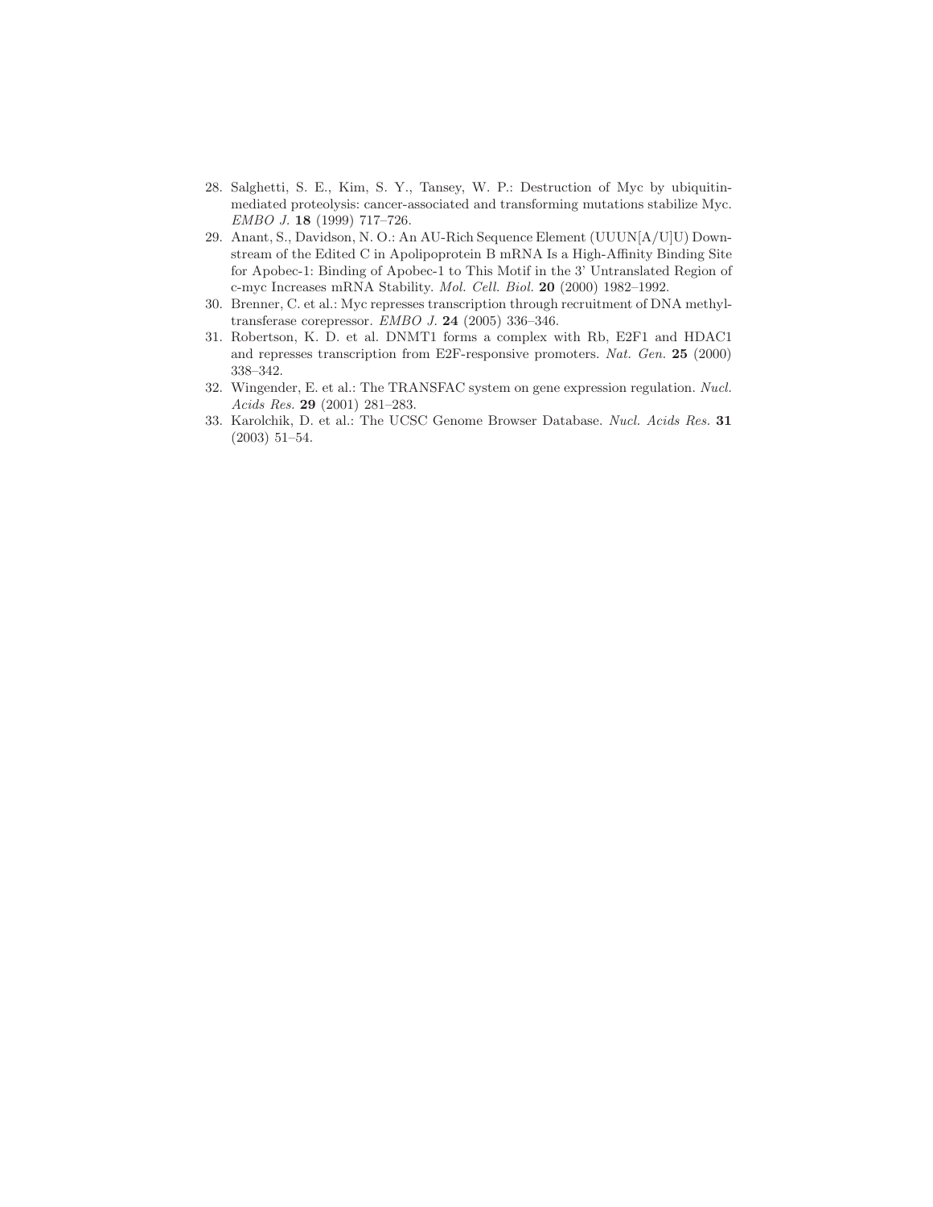28. Salghetti, S. E., Kim, S. Y., Tansey, W. P.: Destruction of Myc by ubiquitin-mediated proteolysis: cancer-associated and transforming mutations stabilize Myc. *EMBO J.* **18** (1999) 717–726.
29. Anant, S., Davidson, N. O.: An AU-Rich Sequence Element (UUUN[A/U]U) Downstream of the Edited C in Apolipoprotein B mRNA Is a High-Affinity Binding Site for Apobec-1: Binding of Apobec-1 to This Motif in the 3' Untranslated Region of c-myc Increases mRNA Stability. *Mol. Cell. Biol.* **20** (2000) 1982–1992.
30. Brenner, C. et al.: Myc represses transcription through recruitment of DNA methyltransferase corepressor. *EMBO J.* **24** (2005) 336–346.
31. Robertson, K. D. et al. DNMT1 forms a complex with Rb, E2F1 and HDAC1 and represses transcription from E2F-responsive promoters. *Nat. Gen.* **25** (2000) 338–342.
32. Wingender, E. et al.: The TRANSFAC system on gene expression regulation. *Nucl. Acids Res.* **29** (2001) 281–283.
33. Karolchik, D. et al.: The UCSC Genome Browser Database. *Nucl. Acids Res.* **31** (2003) 51–54.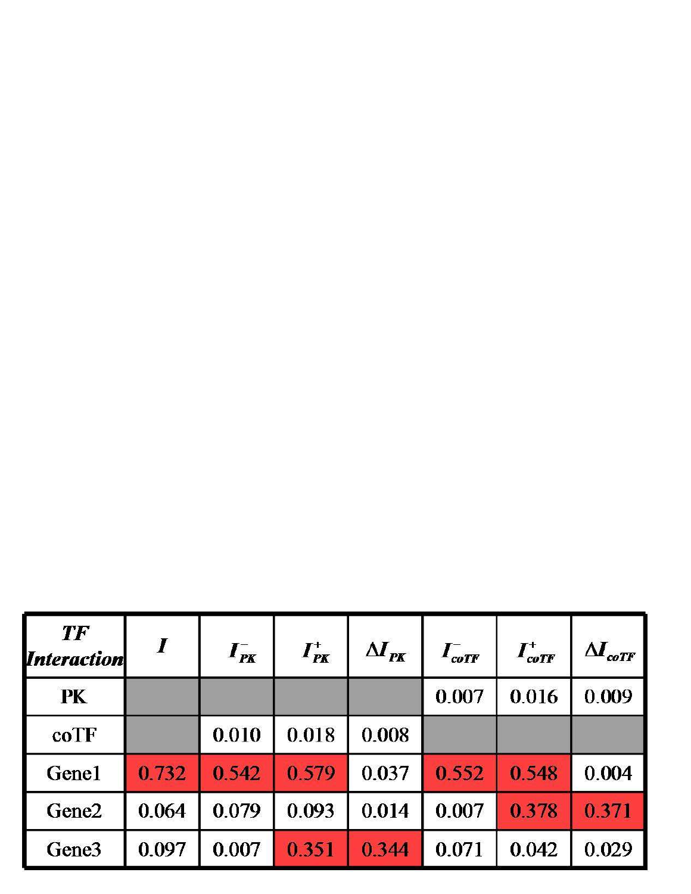| *TF Interaction* | $I$ | $I^{-}_{PK}$ | $I^{+}_{PK}$ | $\Delta I_{PK}$ | $I^{-}_{coTF}$ | $I^{+}_{coTF}$ | $\Delta I_{coTF}$ |
|---|---|---|---|---|---|---|---|
| PK | | | | | 0.007 | 0.016 | 0.009 |
| coTF | | 0.010 | 0.018 | 0.008 | | | |
| Gene1 | 0.732 | 0.542 | 0.579 | 0.037 | 0.552 | 0.548 | 0.004 |
| Gene2 | 0.064 | 0.079 | 0.093 | 0.014 | 0.007 | 0.378 | 0.371 |
| Gene3 | 0.097 | 0.007 | 0.351 | 0.344 | 0.071 | 0.042 | 0.029 |